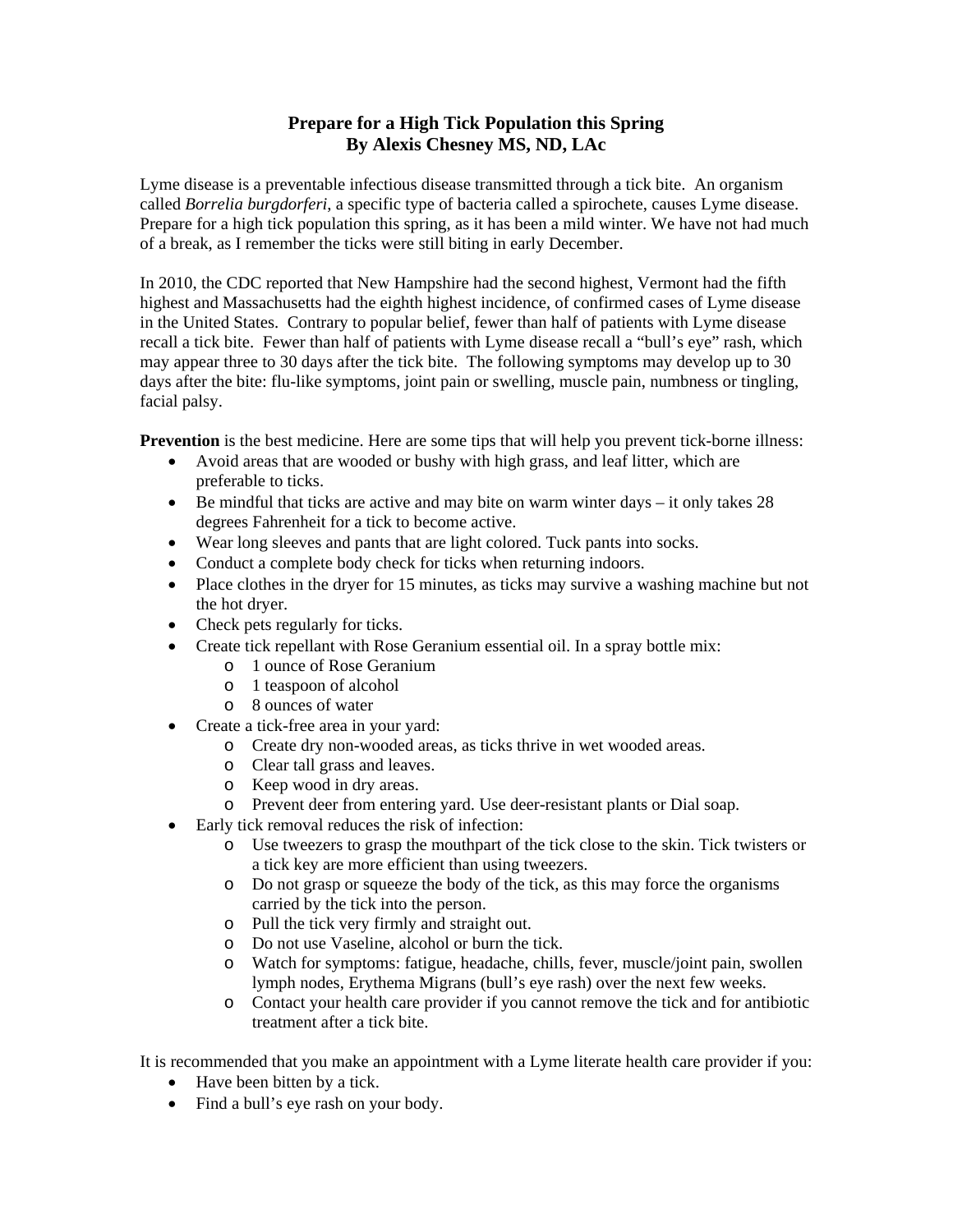# Prepare for a High Tick Population this Spring
## By Alexis Chesney MS, ND, LAc

Lyme disease is a preventable infectious disease transmitted through a tick bite. An organism called *Borrelia burgdorferi*, a specific type of bacteria called a spirochete, causes Lyme disease. Prepare for a high tick population this spring, as it has been a mild winter. We have not had much of a break, as I remember the ticks were still biting in early December.

In 2010, the CDC reported that New Hampshire had the second highest, Vermont had the fifth highest and Massachusetts had the eighth highest incidence, of confirmed cases of Lyme disease in the United States. Contrary to popular belief, fewer than half of patients with Lyme disease recall a tick bite. Fewer than half of patients with Lyme disease recall a "bull's eye" rash, which may appear three to 30 days after the tick bite. The following symptoms may develop up to 30 days after the bite: flu-like symptoms, joint pain or swelling, muscle pain, numbness or tingling, facial palsy.

**Prevention** is the best medicine. Here are some tips that will help you prevent tick-borne illness:

- Avoid areas that are wooded or bushy with high grass, and leaf litter, which are preferable to ticks.
- Be mindful that ticks are active and may bite on warm winter days – it only takes 28 degrees Fahrenheit for a tick to become active.
- Wear long sleeves and pants that are light colored. Tuck pants into socks.
- Conduct a complete body check for ticks when returning indoors.
- Place clothes in the dryer for 15 minutes, as ticks may survive a washing machine but not the hot dryer.
- Check pets regularly for ticks.
- Create tick repellant with Rose Geranium essential oil. In a spray bottle mix:
  - 1 ounce of Rose Geranium
  - 1 teaspoon of alcohol
  - 8 ounces of water
- Create a tick-free area in your yard:
  - Create dry non-wooded areas, as ticks thrive in wet wooded areas.
  - Clear tall grass and leaves.
  - Keep wood in dry areas.
  - Prevent deer from entering yard. Use deer-resistant plants or Dial soap.
- Early tick removal reduces the risk of infection:
  - Use tweezers to grasp the mouthpart of the tick close to the skin. Tick twisters or a tick key are more efficient than using tweezers.
  - Do not grasp or squeeze the body of the tick, as this may force the organisms carried by the tick into the person.
  - Pull the tick very firmly and straight out.
  - Do not use Vaseline, alcohol or burn the tick.
  - Watch for symptoms: fatigue, headache, chills, fever, muscle/joint pain, swollen lymph nodes, Erythema Migrans (bull's eye rash) over the next few weeks.
  - Contact your health care provider if you cannot remove the tick and for antibiotic treatment after a tick bite.

It is recommended that you make an appointment with a Lyme literate health care provider if you:

- Have been bitten by a tick.
- Find a bull's eye rash on your body.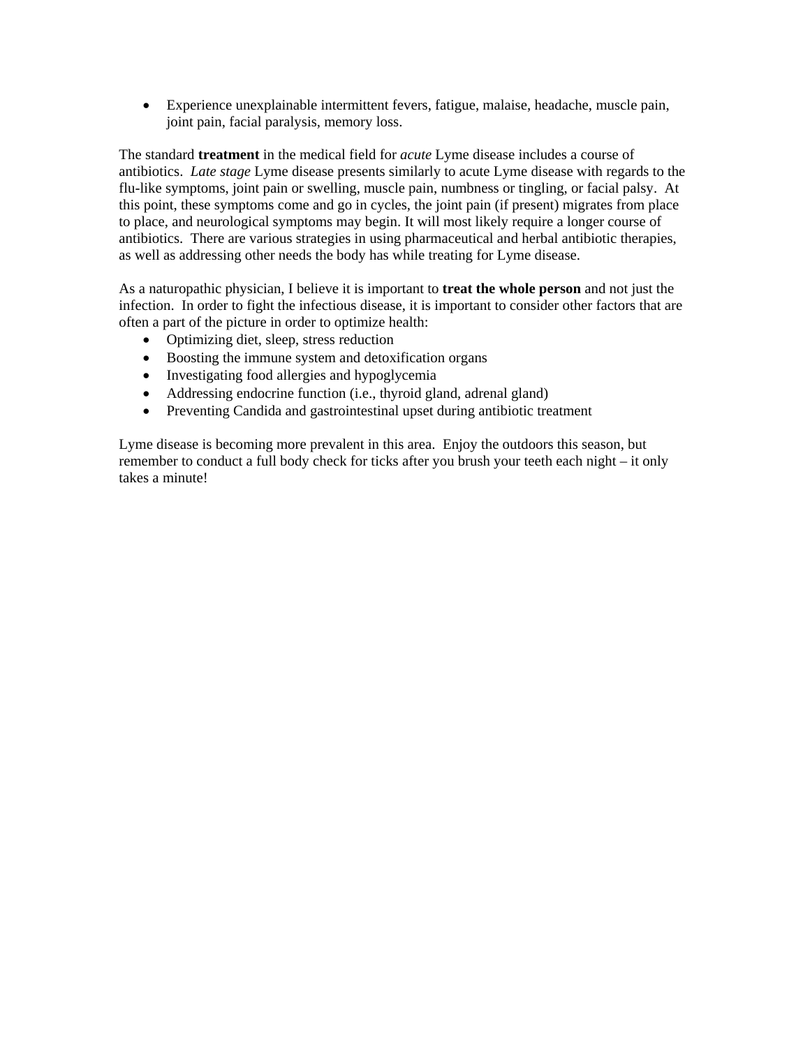- Experience unexplainable intermittent fevers, fatigue, malaise, headache, muscle pain, joint pain, facial paralysis, memory loss.

The standard **treatment** in the medical field for *acute* Lyme disease includes a course of antibiotics. *Late stage* Lyme disease presents similarly to acute Lyme disease with regards to the flu-like symptoms, joint pain or swelling, muscle pain, numbness or tingling, or facial palsy. At this point, these symptoms come and go in cycles, the joint pain (if present) migrates from place to place, and neurological symptoms may begin. It will most likely require a longer course of antibiotics. There are various strategies in using pharmaceutical and herbal antibiotic therapies, as well as addressing other needs the body has while treating for Lyme disease.

As a naturopathic physician, I believe it is important to **treat the whole person** and not just the infection. In order to fight the infectious disease, it is important to consider other factors that are often a part of the picture in order to optimize health:

- Optimizing diet, sleep, stress reduction
- Boosting the immune system and detoxification organs
- Investigating food allergies and hypoglycemia
- Addressing endocrine function (i.e., thyroid gland, adrenal gland)
- Preventing Candida and gastrointestinal upset during antibiotic treatment

Lyme disease is becoming more prevalent in this area. Enjoy the outdoors this season, but remember to conduct a full body check for ticks after you brush your teeth each night – it only takes a minute!